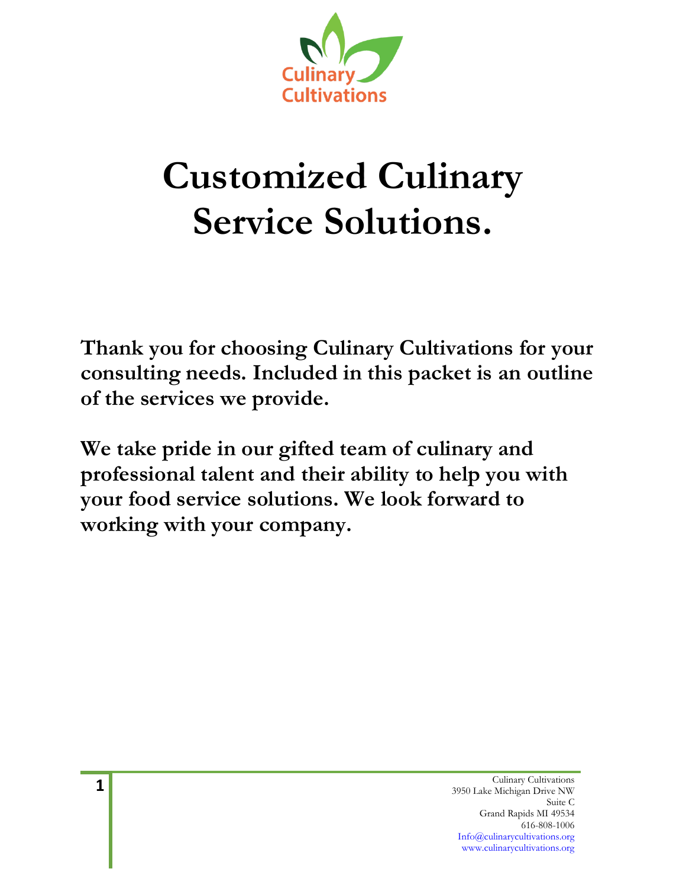Culinary Cultivations

# Customized Culinary Service Solutions.

**Thank you for choosing Culinary Cultivations for your consulting needs. Included in this packet is an outline of the services we provide.**

**We take pride in our gifted team of culinary and professional talent and their ability to help you with your food service solutions. We look forward to working with your company.**

Culinary Cultivations
3950 Lake Michigan Drive NW
Suite C
Grand Rapids MI 49534
616-808-1006
Info@culinarycultivations.org
www.culinarycultivations.org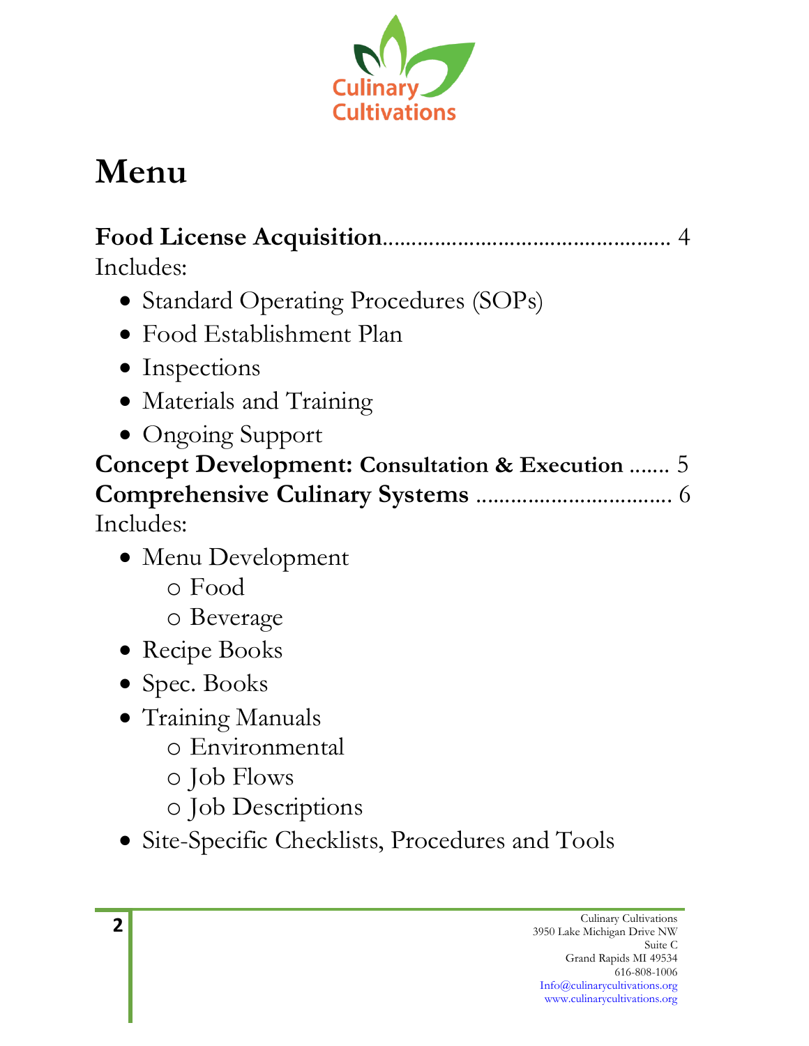# Menu

**Food License Acquisition**................................................. 4

Includes:

- Standard Operating Procedures (SOPs)
- Food Establishment Plan
- Inspections
- Materials and Training
- Ongoing Support

**Concept Development: Consultation & Execution** ....... 5

**Comprehensive Culinary Systems** ................................. 6

Includes:

- Menu Development
  - Food
  - Beverage
- Recipe Books
- Spec. Books
- Training Manuals
  - Environmental
  - Job Flows
  - Job Descriptions
- Site-Specific Checklists, Procedures and Tools

Culinary Cultivations
3950 Lake Michigan Drive NW
Suite C
Grand Rapids MI 49534
616-808-1006
Info@culinarycultivations.org
www.culinarycultivations.org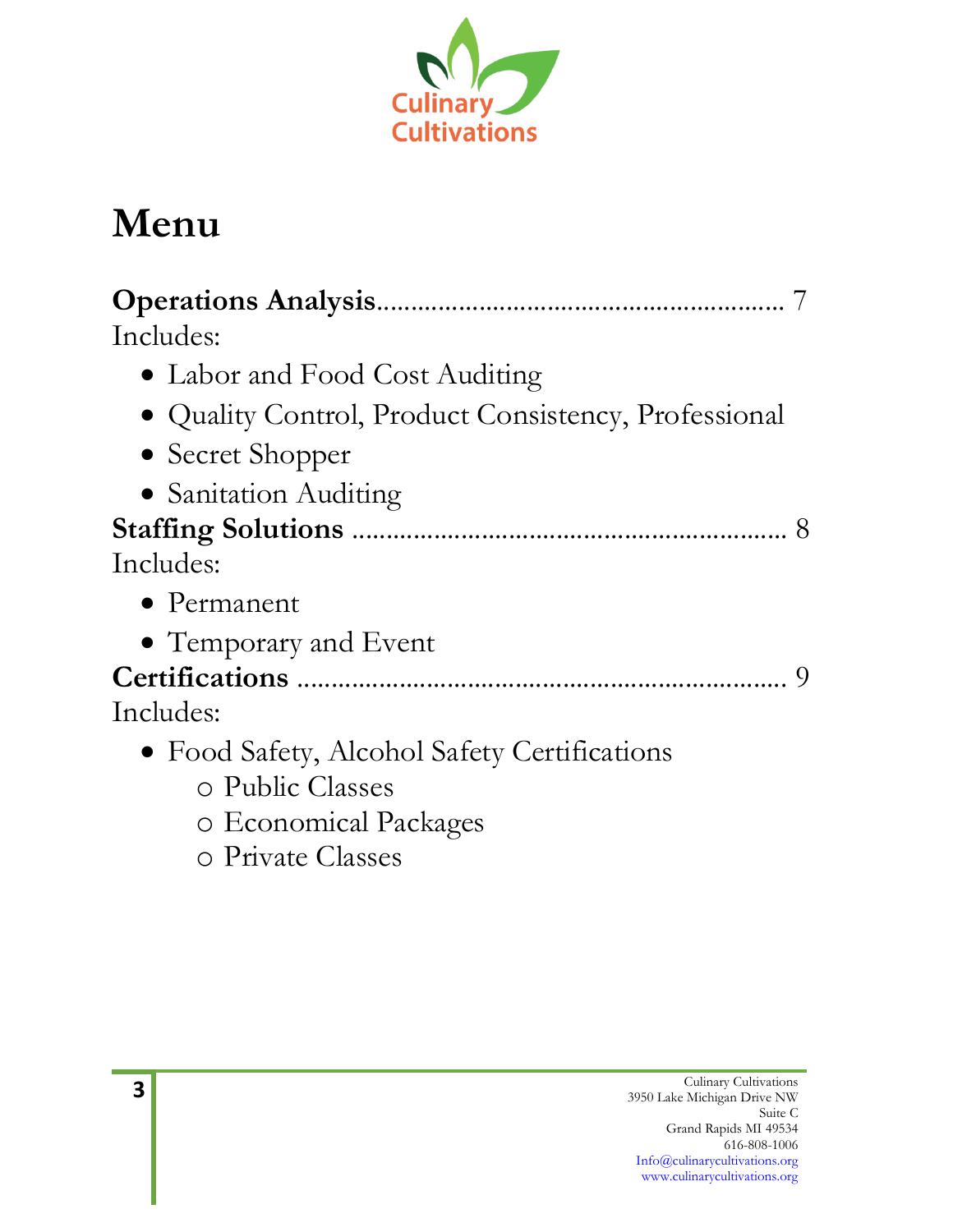Culinary Cultivations

# Menu

**Operations Analysis**........................................................... 7

Includes:

- Labor and Food Cost Auditing
- Quality Control, Product Consistency, Professional
- Secret Shopper
- Sanitation Auditing

**Staffing Solutions** ................................................................ 8

Includes:

- Permanent
- Temporary and Event

**Certifications** ........................................................................ 9

Includes:

- Food Safety, Alcohol Safety Certifications
  - Public Classes
  - Economical Packages
  - Private Classes

Culinary Cultivations
3950 Lake Michigan Drive NW
Suite C
Grand Rapids MI 49534
616-808-1006
Info@culinarycultivations.org
www.culinarycultivations.org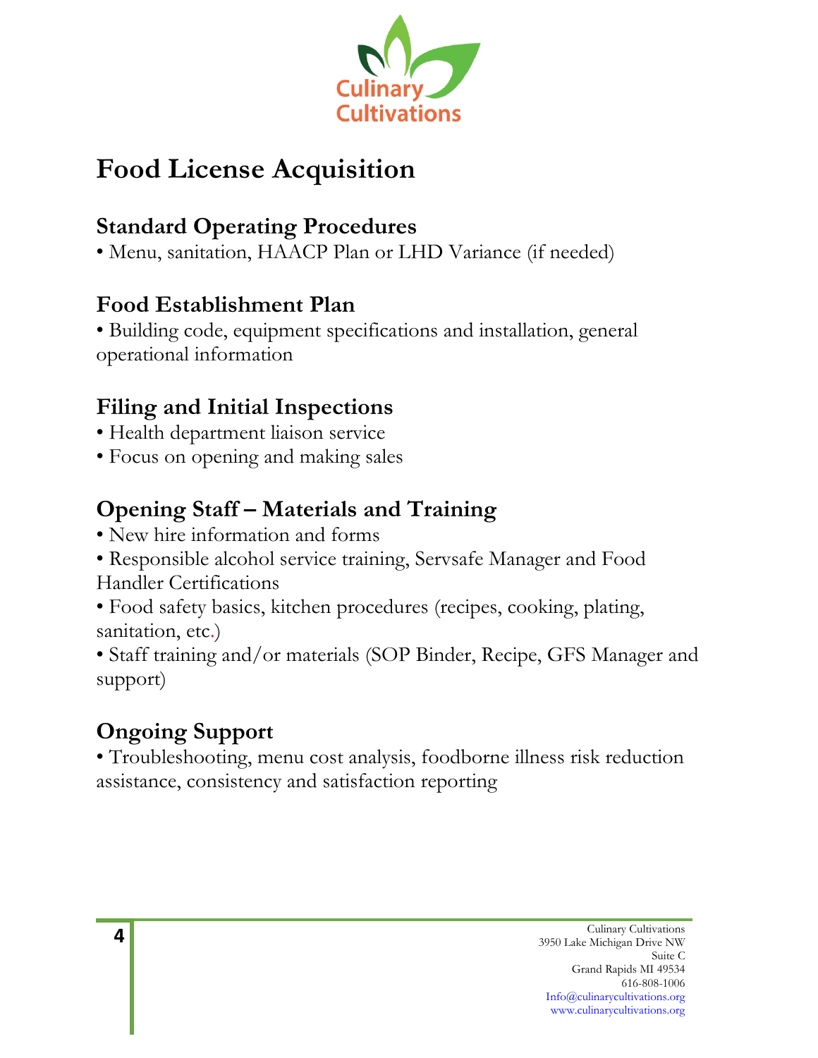# Food License Acquisition

## Standard Operating Procedures

- Menu, sanitation, HAACP Plan or LHD Variance (if needed)

## Food Establishment Plan

- Building code, equipment specifications and installation, general operational information

## Filing and Initial Inspections

- Health department liaison service
- Focus on opening and making sales

## Opening Staff – Materials and Training

- New hire information and forms
- Responsible alcohol service training, Servsafe Manager and Food Handler Certifications
- Food safety basics, kitchen procedures (recipes, cooking, plating, sanitation, etc.)
- Staff training and/or materials (SOP Binder, Recipe, GFS Manager and support)

## Ongoing Support

- Troubleshooting, menu cost analysis, foodborne illness risk reduction assistance, consistency and satisfaction reporting

Culinary Cultivations
3950 Lake Michigan Drive NW
Suite C
Grand Rapids MI 49534
616-808-1006
Info@culinarycultivations.org
www.culinarycultivations.org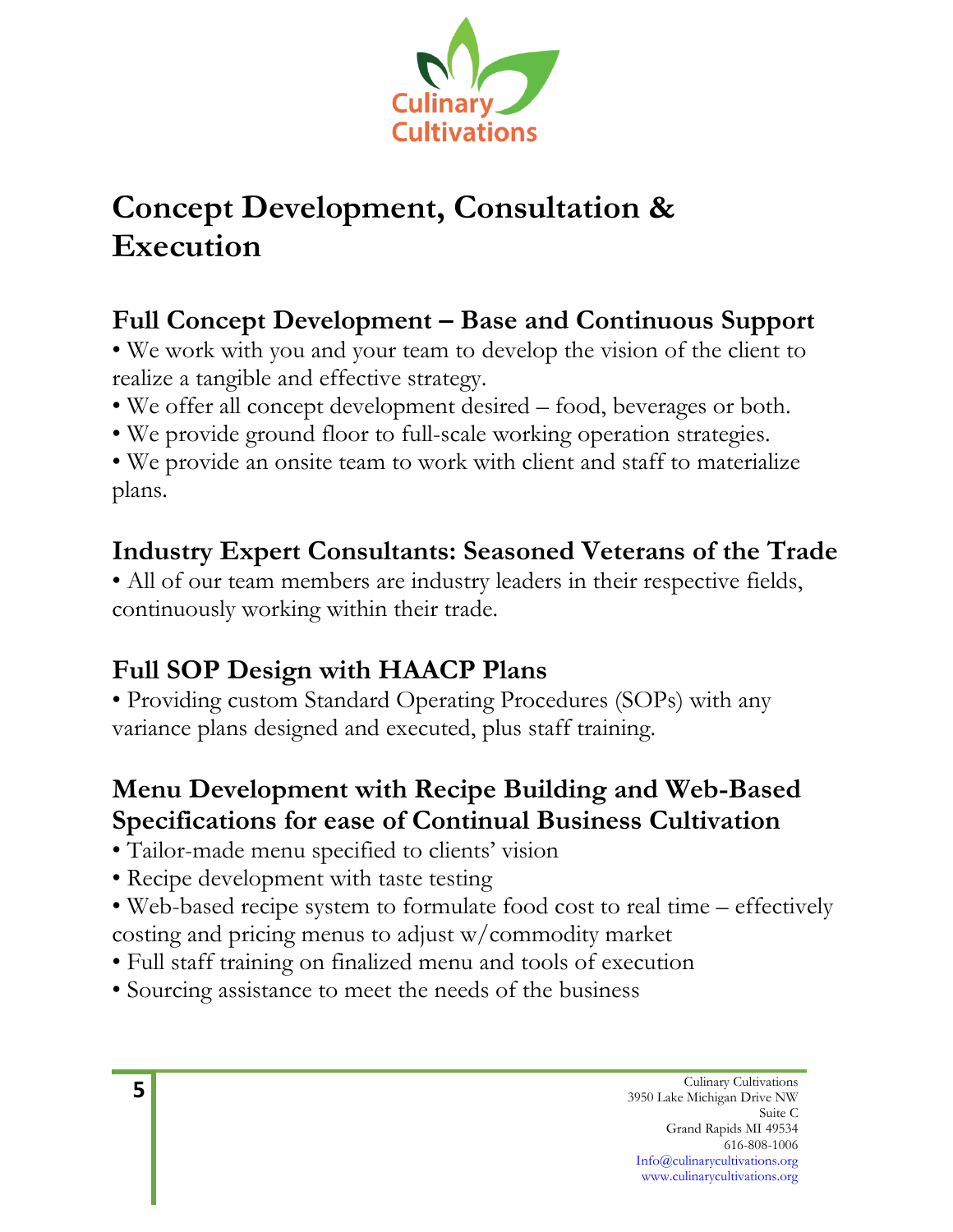# Concept Development, Consultation & Execution

## Full Concept Development – Base and Continuous Support

- We work with you and your team to develop the vision of the client to realize a tangible and effective strategy.
- We offer all concept development desired – food, beverages or both.
- We provide ground floor to full-scale working operation strategies.
- We provide an onsite team to work with client and staff to materialize plans.

## Industry Expert Consultants: Seasoned Veterans of the Trade

- All of our team members are industry leaders in their respective fields, continuously working within their trade.

## Full SOP Design with HAACP Plans

- Providing custom Standard Operating Procedures (SOPs) with any variance plans designed and executed, plus staff training.

## Menu Development with Recipe Building and Web-Based Specifications for ease of Continual Business Cultivation

- Tailor-made menu specified to clients' vision
- Recipe development with taste testing
- Web-based recipe system to formulate food cost to real time – effectively costing and pricing menus to adjust w/commodity market
- Full staff training on finalized menu and tools of execution
- Sourcing assistance to meet the needs of the business

Culinary Cultivations
3950 Lake Michigan Drive NW
Suite C
Grand Rapids MI 49534
616-808-1006
Info@culinarycultivations.org
www.culinarycultivations.org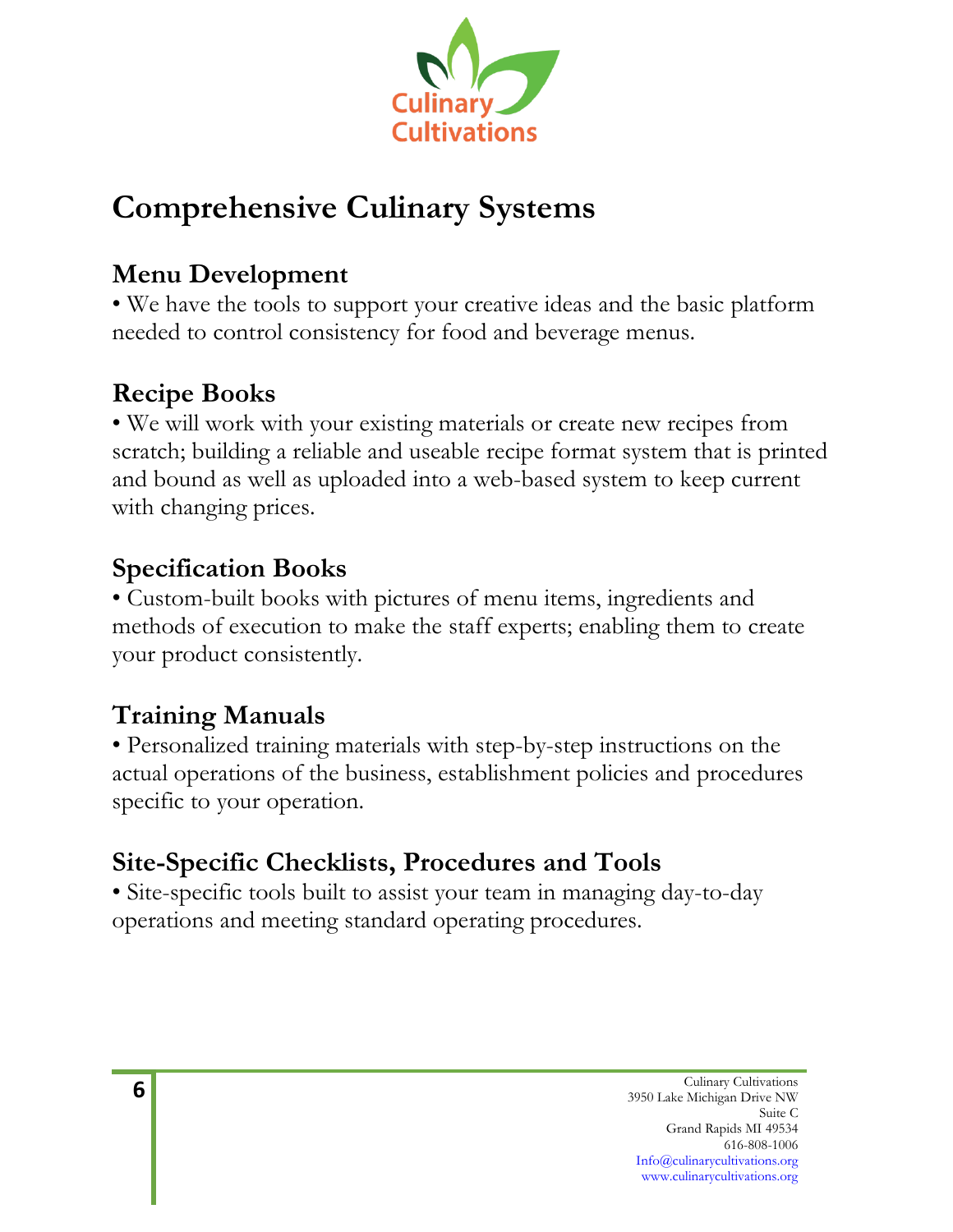# Comprehensive Culinary Systems

## Menu Development

• We have the tools to support your creative ideas and the basic platform needed to control consistency for food and beverage menus.

## Recipe Books

• We will work with your existing materials or create new recipes from scratch; building a reliable and useable recipe format system that is printed and bound as well as uploaded into a web-based system to keep current with changing prices.

## Specification Books

• Custom-built books with pictures of menu items, ingredients and methods of execution to make the staff experts; enabling them to create your product consistently.

## Training Manuals

• Personalized training materials with step-by-step instructions on the actual operations of the business, establishment policies and procedures specific to your operation.

## Site-Specific Checklists, Procedures and Tools

• Site-specific tools built to assist your team in managing day-to-day operations and meeting standard operating procedures.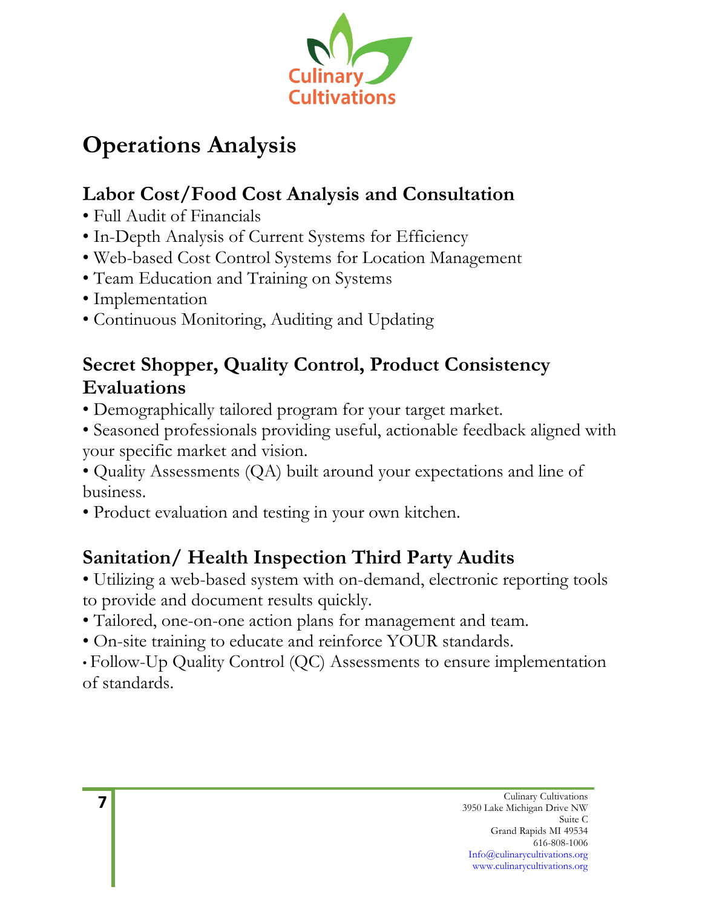# Operations Analysis

## Labor Cost/Food Cost Analysis and Consultation

- Full Audit of Financials
- In-Depth Analysis of Current Systems for Efficiency
- Web-based Cost Control Systems for Location Management
- Team Education and Training on Systems
- Implementation
- Continuous Monitoring, Auditing and Updating

## Secret Shopper, Quality Control, Product Consistency Evaluations

- Demographically tailored program for your target market.
- Seasoned professionals providing useful, actionable feedback aligned with your specific market and vision.
- Quality Assessments (QA) built around your expectations and line of business.
- Product evaluation and testing in your own kitchen.

## Sanitation/ Health Inspection Third Party Audits

- Utilizing a web-based system with on-demand, electronic reporting tools to provide and document results quickly.
- Tailored, one-on-one action plans for management and team.
- On-site training to educate and reinforce YOUR standards.
- Follow-Up Quality Control (QC) Assessments to ensure implementation of standards.

Culinary Cultivations
3950 Lake Michigan Drive NW
Suite C
Grand Rapids MI 49534
616-808-1006
Info@culinarycultivations.org
www.culinarycultivations.org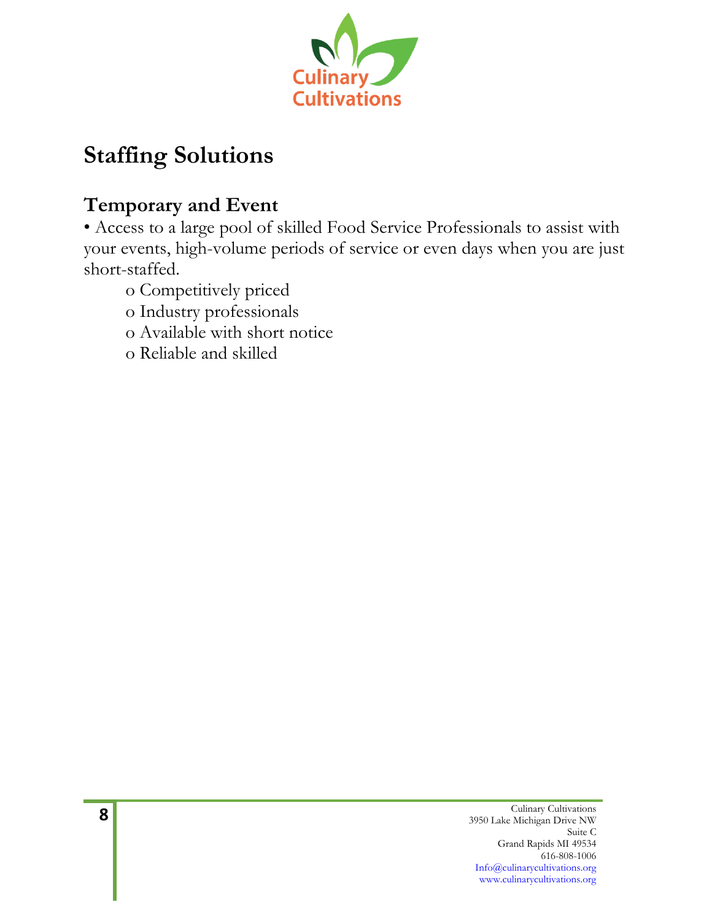## Staffing Solutions

### Temporary and Event

- Access to a large pool of skilled Food Service Professionals to assist with your events, high-volume periods of service or even days when you are just short-staffed.
  - Competitively priced
  - Industry professionals
  - Available with short notice
  - Reliable and skilled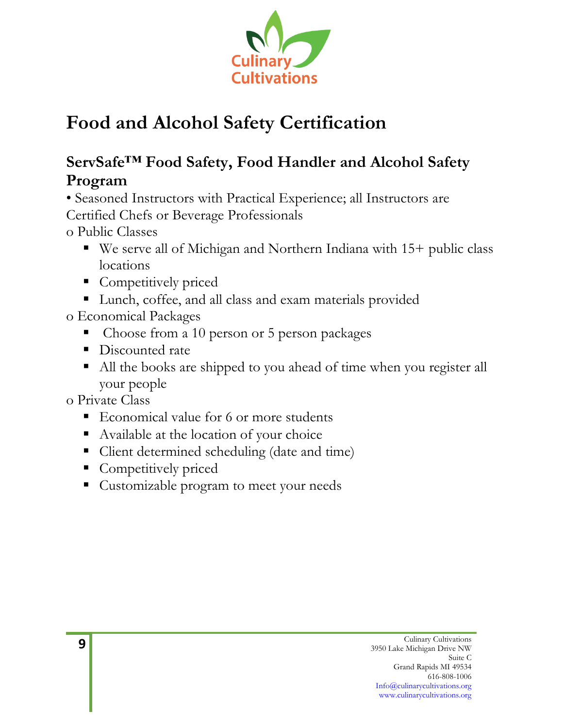# Food and Alcohol Safety Certification

## ServSafe™ Food Safety, Food Handler and Alcohol Safety Program

- Seasoned Instructors with Practical Experience; all Instructors are Certified Chefs or Beverage Professionals
  - Public Classes
    - We serve all of Michigan and Northern Indiana with 15+ public class locations
    - Competitively priced
    - Lunch, coffee, and all class and exam materials provided
  - Economical Packages
    - Choose from a 10 person or 5 person packages
    - Discounted rate
    - All the books are shipped to you ahead of time when you register all your people
  - Private Class
    - Economical value for 6 or more students
    - Available at the location of your choice
    - Client determined scheduling (date and time)
    - Competitively priced
    - Customizable program to meet your needs